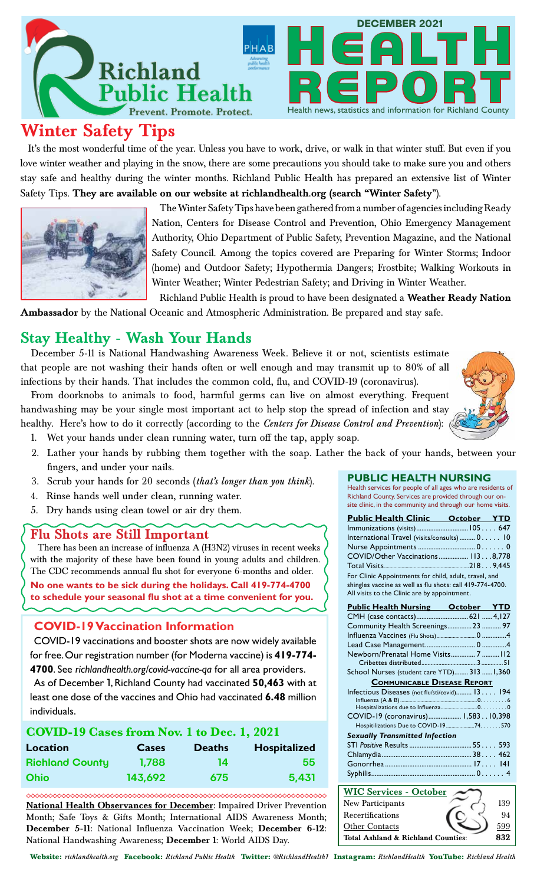# Richland Public Health

Prevent. Promote. Protect.

# DECEMBER 2021 HEALTH REPORT

Health news, statistics and information for Richland County

## Winter Safety Tips

It's the most wonderful time of the year. Unless you have to work, drive, or walk in that winter stuff. But even if you love winter weather and playing in the snow, there are some precautions you should take to make sure you and others stay safe and healthy during the winter months. Richland Public Health has prepared an extensive list of Winter Safety Tips. **They are available on our website at richlandhealth.org (search "Winter Safety")**.

The Winter Safety Tips have been gathered from a number of agencies including Ready Nation, Centers for Disease Control and Prevention, Ohio Emergency Management Authority, Ohio Department of Public Safety, Prevention Magazine, and the National Safety Council. Among the topics covered are Preparing for Winter Storms; Indoor (home) and Outdoor Safety; Hypothermia Dangers; Frostbite; Walking Workouts in Winter Weather; Winter Pedestrian Safety; and Driving in Winter Weather.

Richland Public Health is proud to have been designated a **Weather Ready Nation Ambassador** by the National Oceanic and Atmospheric Administration. Be prepared and stay safe.

## Stay Healthy - Wash Your Hands

December 5-11 is National Handwashing Awareness Week. Believe it or not, scientists estimate that people are not washing their hands often or well enough and may transmit up to 80% of all infections by their hands. That includes the common cold, flu, and COVID-19 (coronavirus).

From doorknobs to animals to food, harmful germs can live on almost everything. Frequent handwashing may be your single most important act to help stop the spread of infection and stay healthy. Here's how to do it correctly (according to the *Centers for Disease Control and Prevention*):

1. Wet your hands under clean running water, turn off the tap, apply soap.
2. Lather your hands by rubbing them together with the soap. Lather the back of your hands, between your fingers, and under your nails.
3. Scrub your hands for 20 seconds (*that's longer than you think*).
4. Rinse hands well under clean, running water.
5. Dry hands using clean towel or air dry them.

## Flu Shots are Still Important

There has been an increase of influenza A (H3N2) viruses in recent weeks with the majority of these have been found in young adults and children. The CDC recommends annual flu shot for everyone 6-months and older.

**No one wants to be sick during the holidays. Call 419-774-4700 to schedule your seasonal flu shot at a time convenient for you.**

## COVID-19 Vaccination Information

COVID-19 vaccinations and booster shots are now widely available for free. Our registration number (for Moderna vaccine) is **419-774-4700**. See *richlandhealth.org/covid-vaccine-qa* for all area providers.

As of December 1, Richland County had vaccinated **50,463** with at least one dose of the vaccines and Ohio had vaccinated **6.48** million individuals.

## COVID-19 Cases from Nov. 1 to Dec. 1, 2021

| Location | Cases | Deaths | Hospitalized |
|---|---|---|---|
| Richland County | 1,788 | 14 | 55 |
| Ohio | 143,692 | 675 | 5,431 |

**National Health Observances for December**: Impaired Driver Prevention Month; Safe Toys & Gifts Month; International AIDS Awareness Month; **December 5-11**: National Influenza Vaccination Week; **December 6-12**: National Handwashing Awareness; **December 1**: World AIDS Day.

## PUBLIC HEALTH NURSING

Health services for people of all ages who are residents of Richland County. Services are provided through our on-site clinic, in the community and through our home visits.

| Public Health Clinic | October | YTD |
|---|---|---|
| Immunizations (visits) | 105 | 647 |
| International Travel (visits/consults) | 0 | 10 |
| Nurse Appointments | 0 | 0 |
| COVID/Other Vaccinations | 113 | 8,778 |
| Total Visits | 218 | 9,445 |

For Clinic Appointments for child, adult, travel, and shingles vaccine as well as flu shots: call 419-774-4700. All visits to the Clinic are by appointment.

| Public Health Nursing | October | YTD |
|---|---|---|
| CMH (case contacts) | 621 | 4,127 |
| Community Health Screenings | 23 | 97 |
| Influenza Vaccines (Flu Shots) | 0 | 4 |
| Lead Case Management | 0 | 4 |
| Newborn/Prenatal Home Visits | 7 | 112 |
| Cribettes distributed | 3 | 51 |
| School Nurses (student care YTD) | 313 | 1,360 |
| **Communicable Disease Report** | | |
| Infectious Diseases (not flu/sti/covid) | 13 | 194 |
| Influenza (A & B) | 0 | 6 |
| Hospitalizations due to Influenza | 0 | 0 |
| COVID-19 (coronavirus) | 1,583 | 10,398 |
| Hospitilizations Due to COVID-19 | 74 | 570 |
| ***Sexually Transmitted Infection*** | | |
| STI *Positive* Results | 55 | 593 |
| Chlamydia | 38 | 462 |
| Gonorrhea | 17 | 141 |
| Syphilis | 0 | 4 |

| WIC Services - October | |
|---|---|
| New Participants | 139 |
| Recertifications | 94 |
| Other Contacts | 599 |
| **Total Ashland & Richland Counties:** | **832** |

**Website:** *richlandhealth.org* **Facebook:** *Richland Public Health* **Twitter:** *@RichlandHealth1* **Instagram:** *RichlandHealth* **YouTube:** *Richland Health*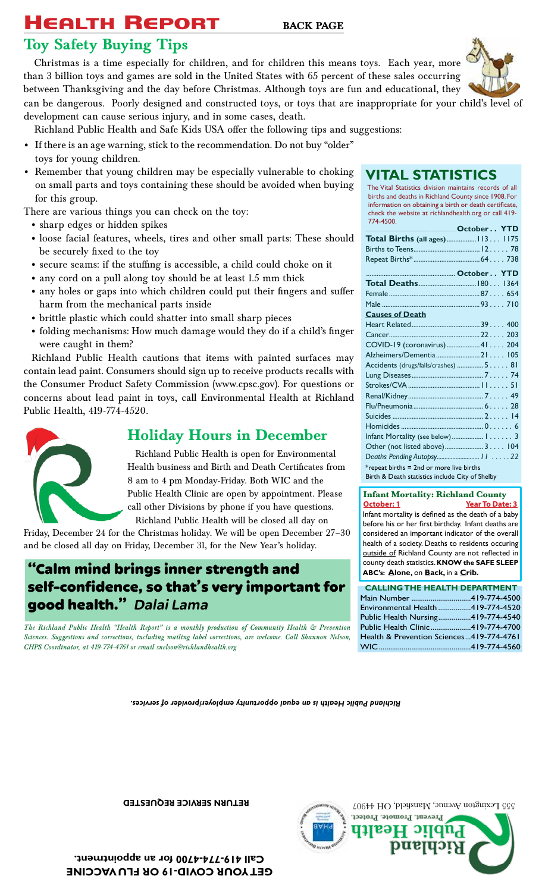# Health Report

BACK PAGE

## Toy Safety Buying Tips

Christmas is a time especially for children, and for children this means toys. Each year, more than 3 billion toys and games are sold in the United States with 65 percent of these sales occurring between Thanksgiving and the day before Christmas. Although toys are fun and educational, they can be dangerous. Poorly designed and constructed toys, or toys that are inappropriate for your child's level of development can cause serious injury, and in some cases, death.

Richland Public Health and Safe Kids USA offer the following tips and suggestions:

- If there is an age warning, stick to the recommendation. Do not buy "older" toys for young children.
- Remember that young children may be especially vulnerable to choking on small parts and toys containing these should be avoided when buying for this group.

There are various things you can check on the toy:

- sharp edges or hidden spikes
- loose facial features, wheels, tires and other small parts: These should be securely fixed to the toy
- secure seams: if the stuffing is accessible, a child could choke on it
- any cord on a pull along toy should be at least 1.5 mm thick
- any holes or gaps into which children could put their fingers and suffer harm from the mechanical parts inside
- brittle plastic which could shatter into small sharp pieces
- folding mechanisms: How much damage would they do if a child's finger were caught in them?

Richland Public Health cautions that items with painted surfaces may contain lead paint. Consumers should sign up to receive products recalls with the Consumer Product Safety Commission (www.cpsc.gov). For questions or concerns about lead paint in toys, call Environmental Health at Richland Public Health, 419-774-4520.

## Holiday Hours in December

Richland Public Health is open for Environmental Health business and Birth and Death Certificates from 8 am to 4 pm Monday-Friday. Both WIC and the Public Health Clinic are open by appointment. Please call other Divisions by phone if you have questions.

Richland Public Health will be closed all day on Friday, December 24 for the Christmas holiday. We will be open December 27–30 and be closed all day on Friday, December 31, for the New Year's holiday.

## "Calm mind brings inner strength and self-confidence, so that's very important for good health." *Dalai Lama*

*The Richland Public Health "Health Report" is a monthly production of Community Health & Prevention Sciences. Suggestions and corrections, including mailing label corrections, are welcome. Call Shannon Nelson, CHPS Coordinator, at 419-774-4761 or email snelson@richlandhealth.org*

## VITAL STATISTICS

The Vital Statistics division maintains records of all births and deaths in Richland County since 1908. For information on obtaining a birth or death certificate, check the website at richlandhealth.org or call 419-774-4500.

| | October | YTD |
|---|---|---|
| **Total Births** (all ages) | 113 | 1175 |
| Births to Teens | 12 | 78 |
| Repeat Births* | 64 | 738 |

| | October | YTD |
|---|---|---|
| **Total Deaths** | 180 | 1364 |
| Female | 87 | 654 |
| Male | 93 | 710 |
| **Causes of Death** | | |
| Heart Related | 39 | 400 |
| Cancer | 22 | 203 |
| COVID-19 (coronavirus) | 41 | 204 |
| Alzheimers/Dementia | 21 | 105 |
| Accidents (drugs/falls/crashes) | 5 | 81 |
| Lung Diseases | 7 | 74 |
| Strokes/CVA | 11 | 51 |
| Renal/Kidney | 7 | 49 |
| Flu/Pneumonia | 6 | 28 |
| Suicides | 2 | 14 |
| Homicides | 0 | 6 |
| Infant Mortality (see below) | 1 | 3 |
| Other (not listed above) | 3 | 104 |
| *Deaths Pending Autopsy* | *11* | 22 |

*repeat births = 2nd or more live births

Birth & Death statistics include City of Shelby

### Infant Mortality: Richland County

**October: 1** **Year To Date: 3**

Infant mortality is defined as the death of a baby before his or her first birthday. Infant deaths are considered an important indicator of the overall health of a society. Deaths to residents occuring outside of Richland County are not reflected in county death statistics. **KNOW the SAFE SLEEP ABC's: Alone, on Back, in a Crib.**

### CALLING THE HEALTH DEPARTMENT

| | |
|---|---|
| Main Number | 419-774-4500 |
| Environmental Health | 419-774-4520 |
| Public Health Nursing | 419-774-4540 |
| Public Health Clinic | 419-774-4700 |
| Health & Prevention Sciences | 419-774-4761 |
| WIC | 419-774-4560 |

*Richland Public Health is an equal opportunity employer/provider of services.*

Richland Public Health
Prevent. Promote. Protect.
555 Lexington Avenue, Mansfield, OH 44907

RETURN SERVICE REQUESTED

**GET YOUR COVID-19 OR FLU VACCINE**
**Call 419-774-4700 for an appointment.**